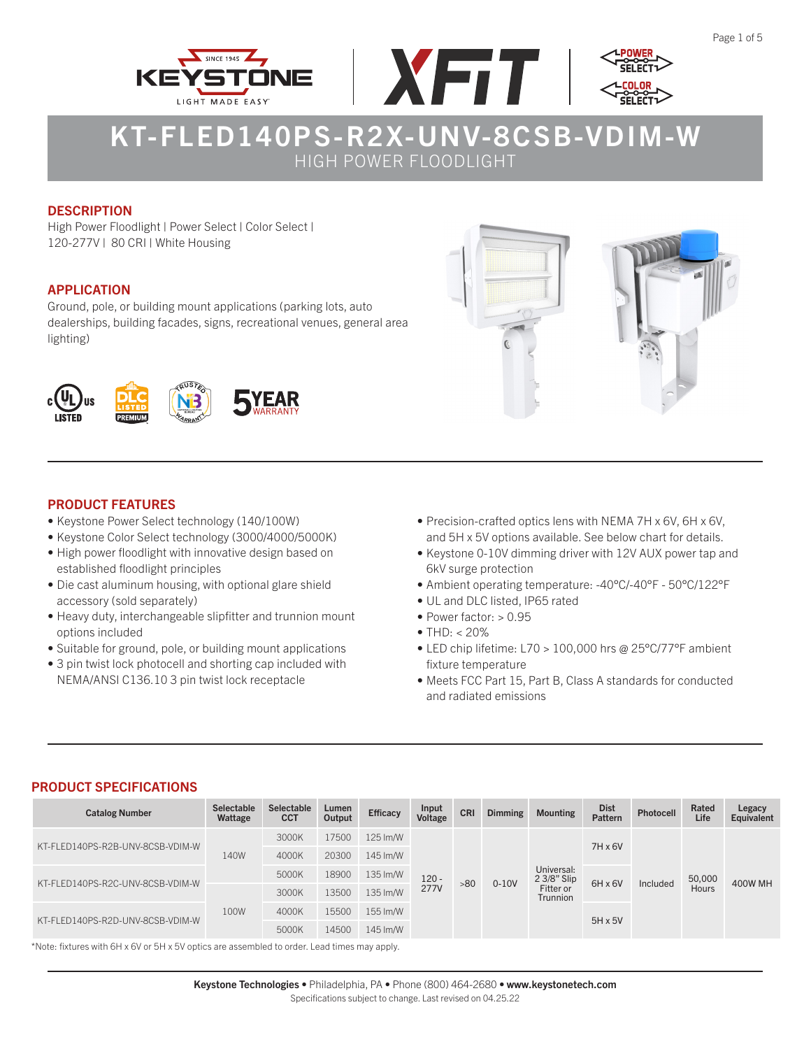# KT-FLED140PS-R2X-UNV-8CSB-VDIM-W

HIGH POWER FLOODLIGHT

## DESCRIPTION

High Power Floodlight | Power Select | Color Select | 120-277V | 80 CRI | White Housing

## APPLICATION

Ground, pole, or building mount applications (parking lots, auto dealerships, building facades, signs, recreational venues, general area lighting)

## PRODUCT FEATURES

- Keystone Power Select technology (140/100W)
- Keystone Color Select technology (3000/4000/5000K)
- High power floodlight with innovative design based on established floodlight principles
- Die cast aluminum housing, with optional glare shield accessory (sold separately)
- Heavy duty, interchangeable slipfitter and trunnion mount options included
- Suitable for ground, pole, or building mount applications
- 3 pin twist lock photocell and shorting cap included with NEMA/ANSI C136.10 3 pin twist lock receptacle
- Precision-crafted optics lens with NEMA 7H x 6V, 6H x 6V, and 5H x 5V options available. See below chart for details.
- Keystone 0-10V dimming driver with 12V AUX power tap and 6kV surge protection
- Ambient operating temperature: -40°C/-40°F - 50°C/122°F
- UL and DLC listed, IP65 rated
- Power factor: > 0.95
- THD: < 20%
- LED chip lifetime: L70 > 100,000 hrs @ 25°C/77°F ambient fixture temperature
- Meets FCC Part 15, Part B, Class A standards for conducted and radiated emissions

## PRODUCT SPECIFICATIONS

| Catalog Number | Selectable Wattage | Selectable CCT | Lumen Output | Efficacy | Input Voltage | CRI | Dimming | Mounting | Dist Pattern | Photocell | Rated Life | Legacy Equivalent |
|---|---|---|---|---|---|---|---|---|---|---|---|---|
| KT-FLED140PS-R2B-UNV-8CSB-VDIM-W | 140W | 3000K | 17500 | 125 lm/W | 120 - 277V | >80 | 0-10V | Universal: 2 3/8" Slip Fitter or Trunnion | 7H x 6V | Included | 50,000 Hours | 400W MH |
| | | 4000K | 20300 | 145 lm/W | | | | | | | | |
| KT-FLED140PS-R2C-UNV-8CSB-VDIM-W | | 5000K | 18900 | 135 lm/W | | | | | 6H x 6V | | | |
| | 100W | 3000K | 13500 | 135 lm/W | | | | | | | | |
| KT-FLED140PS-R2D-UNV-8CSB-VDIM-W | | 4000K | 15500 | 155 lm/W | | | | | 5H x 5V | | | |
| | | 5000K | 14500 | 145 lm/W | | | | | | | | |

*Note: fixtures with 6H x 6V or 5H x 5V optics are assembled to order. Lead times may apply.

**Keystone Technologies** • Philadelphia, PA • Phone (800) 464-2680 • **www.keystonetech.com**

Specifications subject to change. Last revised on 04.25.22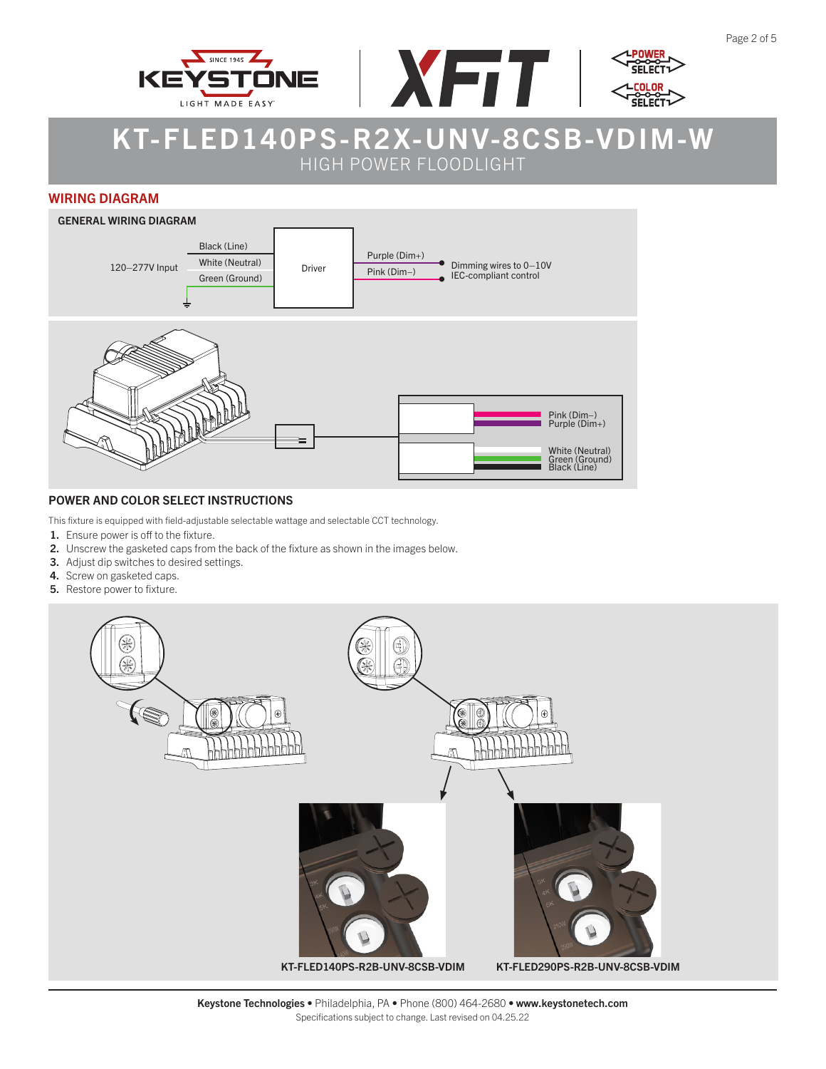# KT-FLED140PS-R2X-UNV-8CSB-VDIM-W

HIGH POWER FLOODLIGHT

## WIRING DIAGRAM

### GENERAL WIRING DIAGRAM

120–277V Input

Black (Line)

White (Neutral)

Green (Ground)

Driver

Purple (Dim+)

Pink (Dim–)

Dimming wires to 0–10V IEC-compliant control

Pink (Dim–)

Purple (Dim+)

White (Neutral)

Green (Ground)

Black (Line)

### POWER AND COLOR SELECT INSTRUCTIONS

This fixture is equipped with field-adjustable selectable wattage and selectable CCT technology.

1. Ensure power is off to the fixture.
2. Unscrew the gasketed caps from the back of the fixture as shown in the images below.
3. Adjust dip switches to desired settings.
4. Screw on gasketed caps.
5. Restore power to fixture.

**KT-FLED140PS-R2B-UNV-8CSB-VDIM**

**KT-FLED290PS-R2B-UNV-8CSB-VDIM**

**Keystone Technologies** • Philadelphia, PA • Phone (800) 464-2680 • **www.keystonetech.com**

Specifications subject to change. Last revised on 04.25.22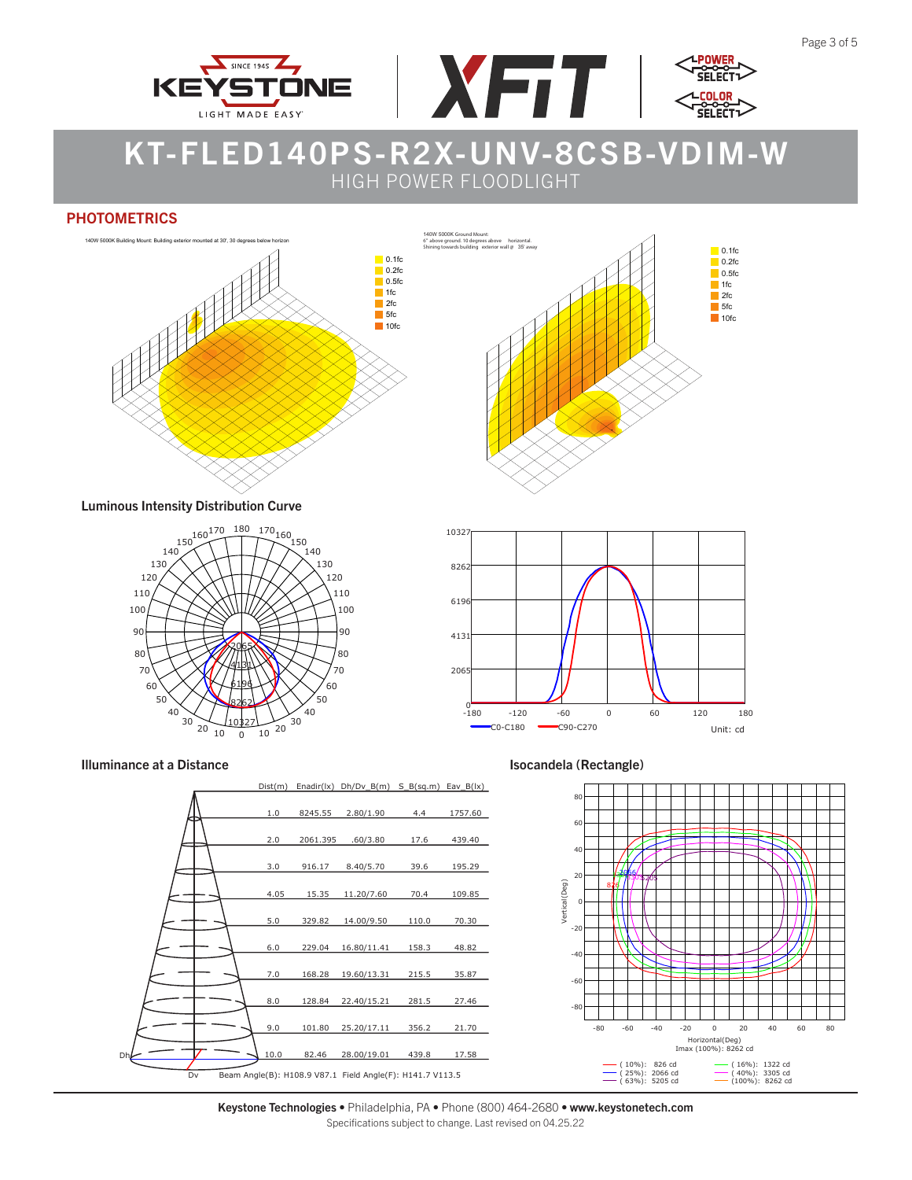# KT-FLED140PS-R2X-UNV-8CSB-VDIM-W

HIGH POWER FLOODLIGHT

## PHOTOMETRICS

140W 5000K Building Mount: Building exterior mounted at 30', 30 degrees below horizon

0.1fc
0.2fc
0.5fc
1fc
2fc
5fc
10fc

140W 5000K Ground Mount:
6" above ground. 10 degrees above horizontal.
Shining towards building exterior wall @ 35' away

0.1fc
0.2fc
0.5fc
1fc
2fc
5fc
10fc

### Luminous Intensity Distribution Curve

C0-C180 C90-C270 Unit: cd

### Illuminance at a Distance

| Dist(m) | Enadir(lx) | Dh/Dv_B(m) | S_B(sq.m) | Eav_B(lx) |
|---|---|---|---|---|
| 1.0 | 8245.55 | 2.80/1.90 | 4.4 | 1757.60 |
| 2.0 | 2061.395 | .60/3.80 | 17.6 | 439.40 |
| 3.0 | 916.17 | 8.40/5.70 | 39.6 | 195.29 |
| 4.05 | 15.35 | 11.20/7.60 | 70.4 | 109.85 |
| 5.0 | 329.82 | 14.00/9.50 | 110.0 | 70.30 |
| 6.0 | 229.04 | 16.80/11.41 | 158.3 | 48.82 |
| 7.0 | 168.28 | 19.60/13.31 | 215.5 | 35.87 |
| 8.0 | 128.84 | 22.40/15.21 | 281.5 | 27.46 |
| 9.0 | 101.80 | 25.20/17.11 | 356.2 | 21.70 |
| 10.0 | 82.46 | 28.00/19.01 | 439.8 | 17.58 |

Beam Angle(B): H108.9 V87.1 Field Angle(F): H141.7 V113.5

### Isocandela (Rectangle)

Imax (100%): 8262 cd

| | |
|---|---|
| (10%): 826 cd | (16%): 1322 cd |
| (25%): 2066 cd | (40%): 3305 cd |
| (63%): 5205 cd | (100%): 8262 cd |

**Keystone Technologies** • Philadelphia, PA • Phone (800) 464-2680 • **www.keystonetech.com**
Specifications subject to change. Last revised on 04.25.22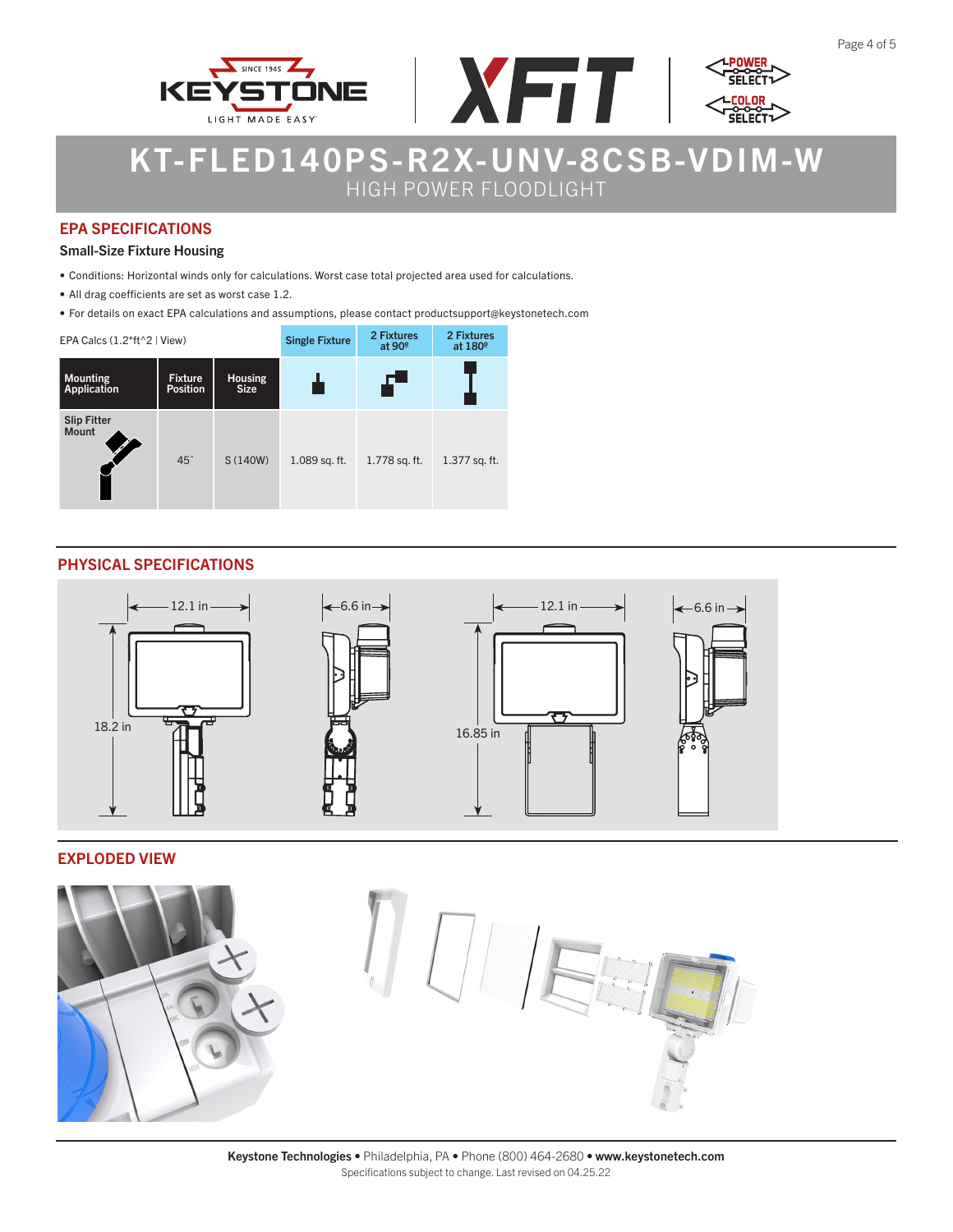# KT-FLED140PS-R2X-UNV-8CSB-VDIM-W

HIGH POWER FLOODLIGHT

## EPA SPECIFICATIONS

### Small-Size Fixture Housing

- Conditions: Horizontal winds only for calculations. Worst case total projected area used for calculations.
- All drag coefficients are set as worst case 1.2.
- For details on exact EPA calculations and assumptions, please contact productsupport@keystonetech.com

| EPA Calcs (1.2*ft^2 \| View) | | | Single Fixture | 2 Fixtures at 90º | 2 Fixtures at 180º |
|---|---|---|---|---|---|
| Mounting Application | Fixture Position | Housing Size | | | |
| Slip Fitter Mount | 45˚ | S (140W) | 1.089 sq. ft. | 1.778 sq. ft. | 1.377 sq. ft. |

## PHYSICAL SPECIFICATIONS

12.1 in | 6.6 in | 18.2 in | 12.1 in | 6.6 in | 16.85 in

## EXPLODED VIEW

**Keystone Technologies** • Philadelphia, PA • Phone (800) 464-2680 • **www.keystonetech.com**

Specifications subject to change. Last revised on 04.25.22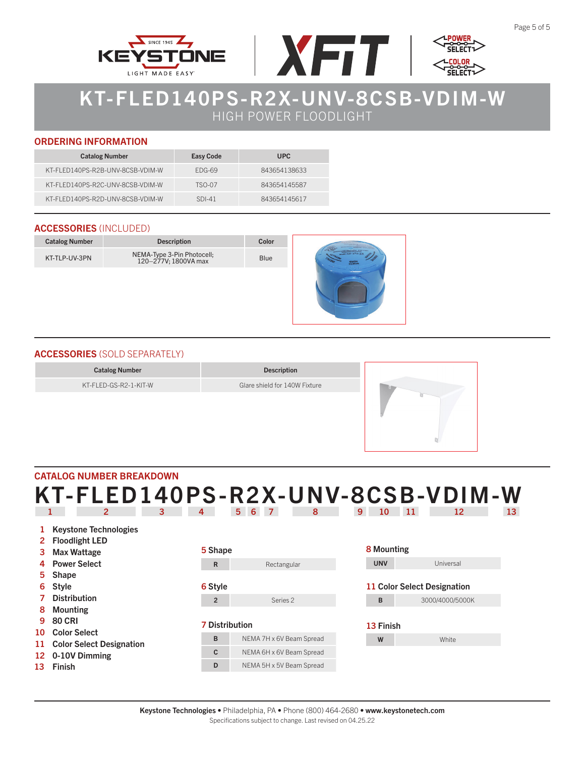# KT-FLED140PS-R2X-UNV-8CSB-VDIM-W

HIGH POWER FLOODLIGHT

## ORDERING INFORMATION

| Catalog Number | Easy Code | UPC |
|---|---|---|
| KT-FLED140PS-R2B-UNV-8CSB-VDIM-W | EDG-69 | 843654138633 |
| KT-FLED140PS-R2C-UNV-8CSB-VDIM-W | TSO-07 | 843654145587 |
| KT-FLED140PS-R2D-UNV-8CSB-VDIM-W | SDI-41 | 843654145617 |

## ACCESSORIES (INCLUDED)

| Catalog Number | Description | Color |
|---|---|---|
| KT-TLP-UV-3PN | NEMA-Type 3-Pin Photocell; 120–277V; 1800VA max | Blue |

## ACCESSORIES (SOLD SEPARATELY)

| Catalog Number | Description |
|---|---|
| KT-FLED-GS-R2-1-KIT-W | Glare shield for 140W Fixture |

## CATALOG NUMBER BREAKDOWN

**KT-FLED140PS-R2X-UNV-8CSB-VDIM-W**

1. Keystone Technologies
2. Floodlight LED
3. Max Wattage
4. Power Select
5. Shape
6. Style
7. Distribution
8. Mounting
9. 80 CRI
10. Color Select
11. Color Select Designation
12. 0-10V Dimming
13. Finish

### 5 Shape

| | |
|---|---|
| R | Rectangular |

### 6 Style

| | |
|---|---|
| 2 | Series 2 |

### 7 Distribution

| | |
|---|---|
| B | NEMA 7H x 6V Beam Spread |
| C | NEMA 6H x 6V Beam Spread |
| D | NEMA 5H x 5V Beam Spread |

### 8 Mounting

| | |
|---|---|
| UNV | Universal |

### 11 Color Select Designation

| | |
|---|---|
| B | 3000/4000/5000K |

### 13 Finish

| | |
|---|---|
| W | White |

**Keystone Technologies** • Philadelphia, PA • Phone (800) 464-2680 • **www.keystonetech.com**
Specifications subject to change. Last revised on 04.25.22